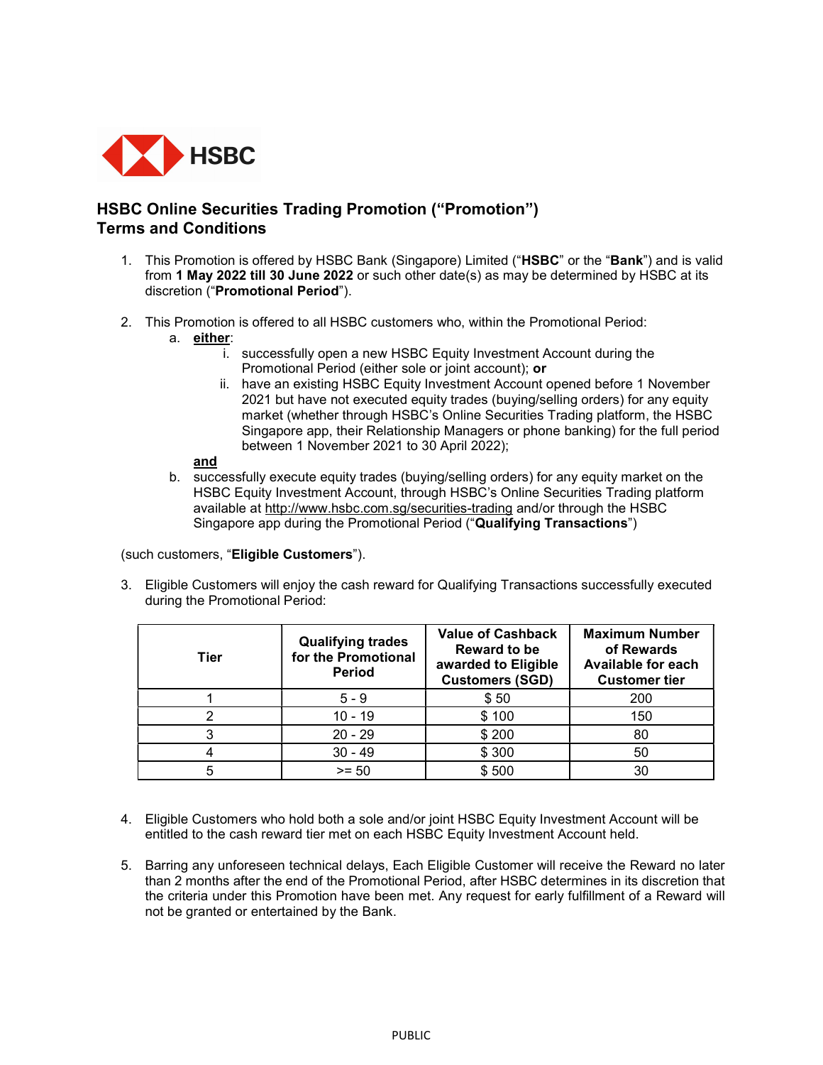## HSBC Online Securities Trading Promotion ("Promotion")
## Terms and Conditions

1. This Promotion is offered by HSBC Bank (Singapore) Limited ("**HSBC**" or the "**Bank**") and is valid from **1 May 2022 till 30 June 2022** or such other date(s) as may be determined by HSBC at its discretion ("**Promotional Period**").

2. This Promotion is offered to all HSBC customers who, within the Promotional Period:
   a. **either**:
      i. successfully open a new HSBC Equity Investment Account during the Promotional Period (either sole or joint account); **or**
      ii. have an existing HSBC Equity Investment Account opened before 1 November 2021 but have not executed equity trades (buying/selling orders) for any equity market (whether through HSBC's Online Securities Trading platform, the HSBC Singapore app, their Relationship Managers or phone banking) for the full period between 1 November 2021 to 30 April 2022);

   **and**

   b. successfully execute equity trades (buying/selling orders) for any equity market on the HSBC Equity Investment Account, through HSBC's Online Securities Trading platform available at http://www.hsbc.com.sg/securities-trading and/or through the HSBC Singapore app during the Promotional Period ("**Qualifying Transactions**")

(such customers, "**Eligible Customers**").

3. Eligible Customers will enjoy the cash reward for Qualifying Transactions successfully executed during the Promotional Period:

| Tier | Qualifying trades for the Promotional Period | Value of Cashback Reward to be awarded to Eligible Customers (SGD) | Maximum Number of Rewards Available for each Customer tier |
|---|---|---|---|
| 1 | 5 - 9 | $ 50 | 200 |
| 2 | 10 - 19 | $ 100 | 150 |
| 3 | 20 - 29 | $ 200 | 80 |
| 4 | 30 - 49 | $ 300 | 50 |
| 5 | >= 50 | $ 500 | 30 |

4. Eligible Customers who hold both a sole and/or joint HSBC Equity Investment Account will be entitled to the cash reward tier met on each HSBC Equity Investment Account held.

5. Barring any unforeseen technical delays, Each Eligible Customer will receive the Reward no later than 2 months after the end of the Promotional Period, after HSBC determines in its discretion that the criteria under this Promotion have been met. Any request for early fulfillment of a Reward will not be granted or entertained by the Bank.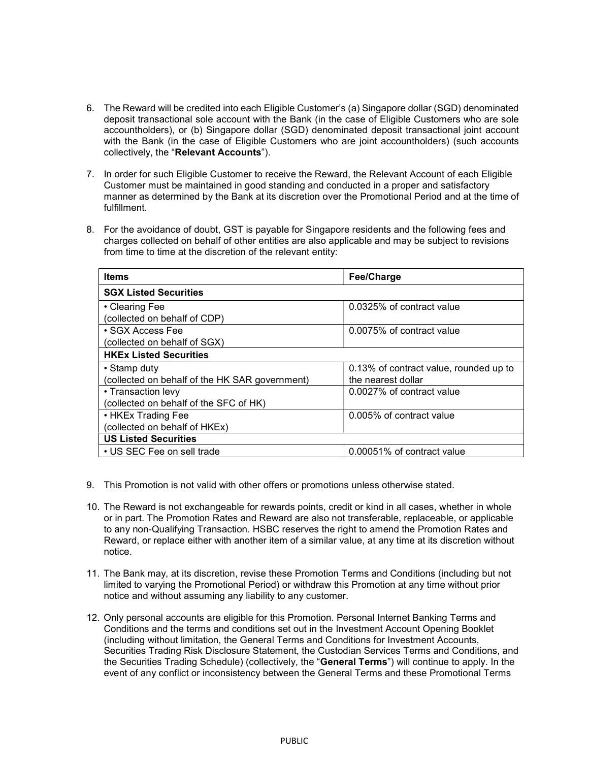6. The Reward will be credited into each Eligible Customer's (a) Singapore dollar (SGD) denominated deposit transactional sole account with the Bank (in the case of Eligible Customers who are sole accountholders), or (b) Singapore dollar (SGD) denominated deposit transactional joint account with the Bank (in the case of Eligible Customers who are joint accountholders) (such accounts collectively, the "**Relevant Accounts**").

7. In order for such Eligible Customer to receive the Reward, the Relevant Account of each Eligible Customer must be maintained in good standing and conducted in a proper and satisfactory manner as determined by the Bank at its discretion over the Promotional Period and at the time of fulfillment.

8. For the avoidance of doubt, GST is payable for Singapore residents and the following fees and charges collected on behalf of other entities are also applicable and may be subject to revisions from time to time at the discretion of the relevant entity:

| **Items** | **Fee/Charge** |
|---|---|
| **SGX Listed Securities** | |
| • Clearing Fee (collected on behalf of CDP) | 0.0325% of contract value |
| • SGX Access Fee (collected on behalf of SGX) | 0.0075% of contract value |
| **HKEx Listed Securities** | |
| • Stamp duty (collected on behalf of the HK SAR government) | 0.13% of contract value, rounded up to the nearest dollar |
| • Transaction levy (collected on behalf of the SFC of HK) | 0.0027% of contract value |
| • HKEx Trading Fee (collected on behalf of HKEx) | 0.005% of contract value |
| **US Listed Securities** | |
| • US SEC Fee on sell trade | 0.00051% of contract value |

9. This Promotion is not valid with other offers or promotions unless otherwise stated.

10. The Reward is not exchangeable for rewards points, credit or kind in all cases, whether in whole or in part. The Promotion Rates and Reward are also not transferable, replaceable, or applicable to any non-Qualifying Transaction. HSBC reserves the right to amend the Promotion Rates and Reward, or replace either with another item of a similar value, at any time at its discretion without notice.

11. The Bank may, at its discretion, revise these Promotion Terms and Conditions (including but not limited to varying the Promotional Period) or withdraw this Promotion at any time without prior notice and without assuming any liability to any customer.

12. Only personal accounts are eligible for this Promotion. Personal Internet Banking Terms and Conditions and the terms and conditions set out in the Investment Account Opening Booklet (including without limitation, the General Terms and Conditions for Investment Accounts, Securities Trading Risk Disclosure Statement, the Custodian Services Terms and Conditions, and the Securities Trading Schedule) (collectively, the "**General Terms**") will continue to apply. In the event of any conflict or inconsistency between the General Terms and these Promotional Terms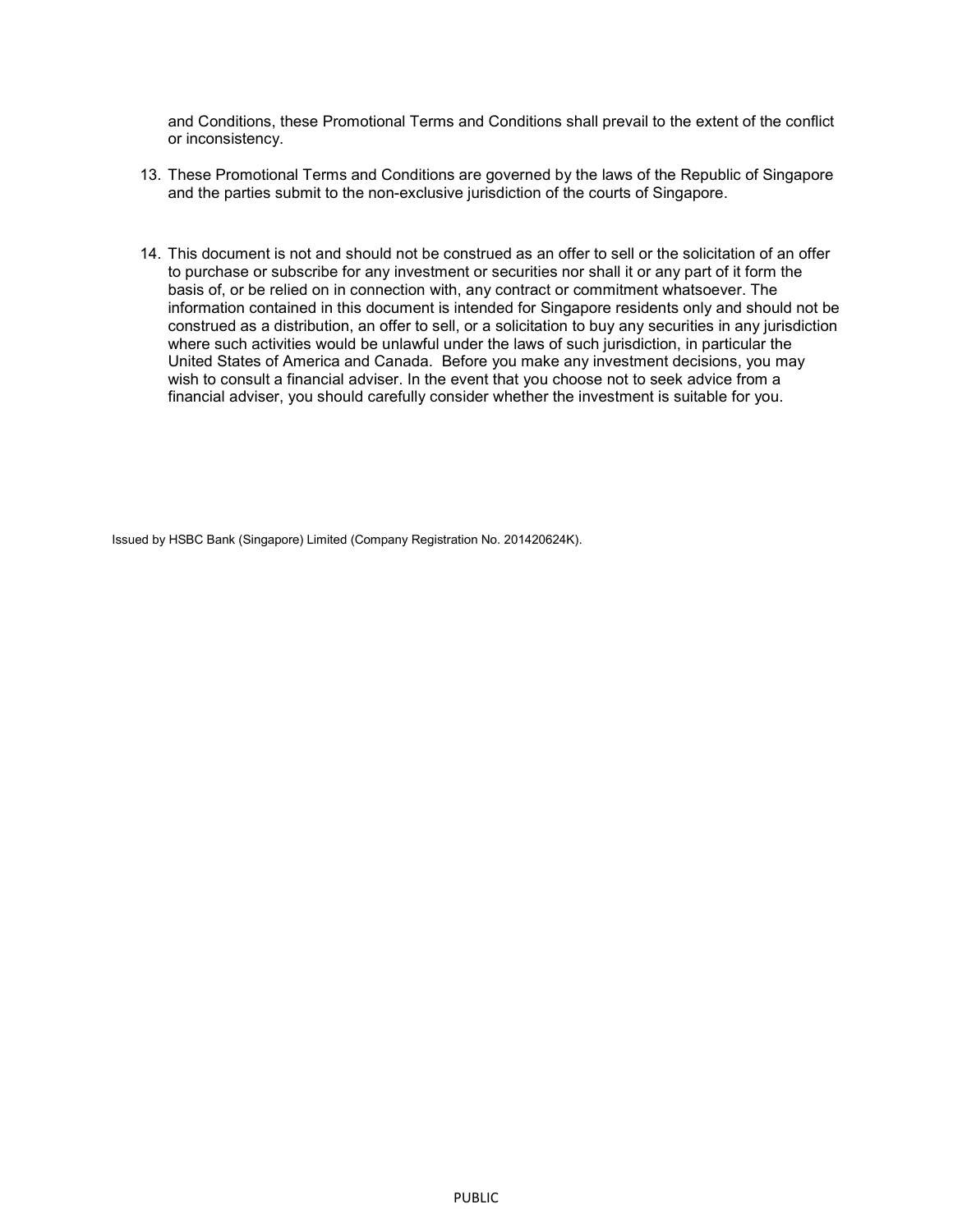and Conditions, these Promotional Terms and Conditions shall prevail to the extent of the conflict or inconsistency.

13. These Promotional Terms and Conditions are governed by the laws of the Republic of Singapore and the parties submit to the non-exclusive jurisdiction of the courts of Singapore.

14. This document is not and should not be construed as an offer to sell or the solicitation of an offer to purchase or subscribe for any investment or securities nor shall it or any part of it form the basis of, or be relied on in connection with, any contract or commitment whatsoever. The information contained in this document is intended for Singapore residents only and should not be construed as a distribution, an offer to sell, or a solicitation to buy any securities in any jurisdiction where such activities would be unlawful under the laws of such jurisdiction, in particular the United States of America and Canada. Before you make any investment decisions, you may wish to consult a financial adviser. In the event that you choose not to seek advice from a financial adviser, you should carefully consider whether the investment is suitable for you.

Issued by HSBC Bank (Singapore) Limited (Company Registration No. 201420624K).

PUBLIC